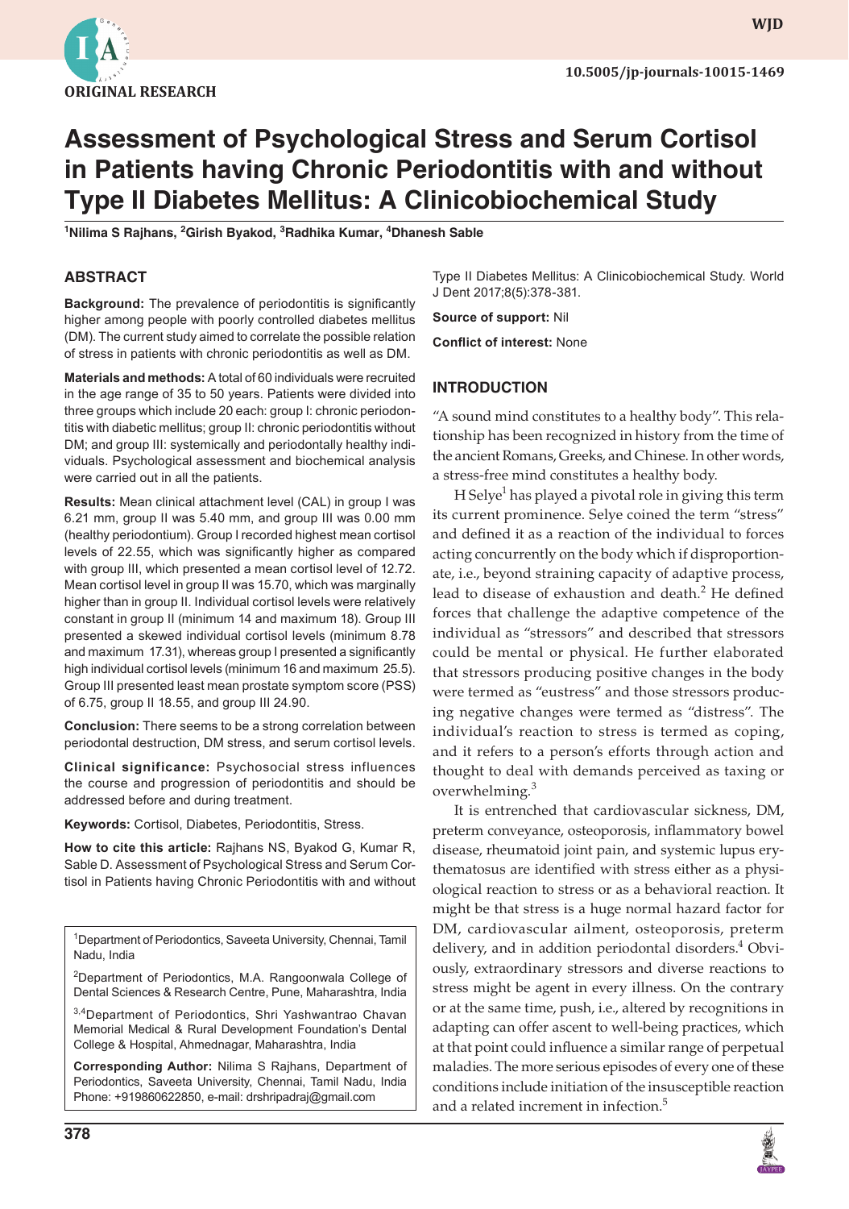ORIGINAL RESEARCH

# Assessment of Psychological Stress and Serum Cortisol in Patients having Chronic Periodontitis with and without Type II Diabetes Mellitus: A Clinicobiochemical Study

[1]Nilima S Rajhans, [2]Girish Byakod, [3]Radhika Kumar, [4]Dhanesh Sable

## ABSTRACT

**Background:** The prevalence of periodontitis is significantly higher among people with poorly controlled diabetes mellitus (DM). The current study aimed to correlate the possible relation of stress in patients with chronic periodontitis as well as DM.

**Materials and methods:** A total of 60 individuals were recruited in the age range of 35 to 50 years. Patients were divided into three groups which include 20 each: group I: chronic periodontitis with diabetic mellitus; group II: chronic periodontitis without DM; and group III: systemically and periodontally healthy individuals. Psychological assessment and biochemical analysis were carried out in all the patients.

**Results:** Mean clinical attachment level (CAL) in group I was 6.21 mm, group II was 5.40 mm, and group III was 0.00 mm (healthy periodontium). Group I recorded highest mean cortisol levels of 22.55, which was significantly higher as compared with group III, which presented a mean cortisol level of 12.72. Mean cortisol level in group II was 15.70, which was marginally higher than in group II. Individual cortisol levels were relatively constant in group II (minimum 14 and maximum 18). Group III presented a skewed individual cortisol levels (minimum 8.78 and maximum 17.31), whereas group I presented a significantly high individual cortisol levels (minimum 16 and maximum 25.5). Group III presented least mean prostate symptom score (PSS) of 6.75, group II 18.55, and group III 24.90.

**Conclusion:** There seems to be a strong correlation between periodontal destruction, DM stress, and serum cortisol levels.

**Clinical significance:** Psychosocial stress influences the course and progression of periodontitis and should be addressed before and during treatment.

**Keywords:** Cortisol, Diabetes, Periodontitis, Stress.

**How to cite this article:** Rajhans NS, Byakod G, Kumar R, Sable D. Assessment of Psychological Stress and Serum Cortisol in Patients having Chronic Periodontitis with and without Type II Diabetes Mellitus: A Clinicobiochemical Study. World J Dent 2017;8(5):378-381.

**Source of support:** Nil

**Conflict of interest:** None

[1]Department of Periodontics, Saveeta University, Chennai, Tamil Nadu, India

[2]Department of Periodontics, M.A. Rangoonwala College of Dental Sciences & Research Centre, Pune, Maharashtra, India

[3,4]Department of Periodontics, Shri Yashwantrao Chavan Memorial Medical & Rural Development Foundation's Dental College & Hospital, Ahmednagar, Maharashtra, India

**Corresponding Author:** Nilima S Rajhans, Department of Periodontics, Saveeta University, Chennai, Tamil Nadu, India Phone: +919860622850, e-mail: drshripadraj@gmail.com

## INTRODUCTION

"A sound mind constitutes to a healthy body". This relationship has been recognized in history from the time of the ancient Romans, Greeks, and Chinese. In other words, a stress-free mind constitutes a healthy body.

H Selye[1] has played a pivotal role in giving this term its current prominence. Selye coined the term "stress" and defined it as a reaction of the individual to forces acting concurrently on the body which if disproportionate, i.e., beyond straining capacity of adaptive process, lead to disease of exhaustion and death.[2] He defined forces that challenge the adaptive competence of the individual as "stressors" and described that stressors could be mental or physical. He further elaborated that stressors producing positive changes in the body were termed as "eustress" and those stressors producing negative changes were termed as "distress". The individual's reaction to stress is termed as coping, and it refers to a person's efforts through action and thought to deal with demands perceived as taxing or overwhelming.[3]

It is entrenched that cardiovascular sickness, DM, preterm conveyance, osteoporosis, inflammatory bowel disease, rheumatoid joint pain, and systemic lupus erythematosus are identified with stress either as a physiological reaction to stress or as a behavioral reaction. It might be that stress is a huge normal hazard factor for DM, cardiovascular ailment, osteoporosis, preterm delivery, and in addition periodontal disorders.[4] Obviously, extraordinary stressors and diverse reactions to stress might be agent in every illness. On the contrary or at the same time, push, i.e., altered by recognitions in adapting can offer ascent to well-being practices, which at that point could influence a similar range of perpetual maladies. The more serious episodes of every one of these conditions include initiation of the insusceptible reaction and a related increment in infection.[5]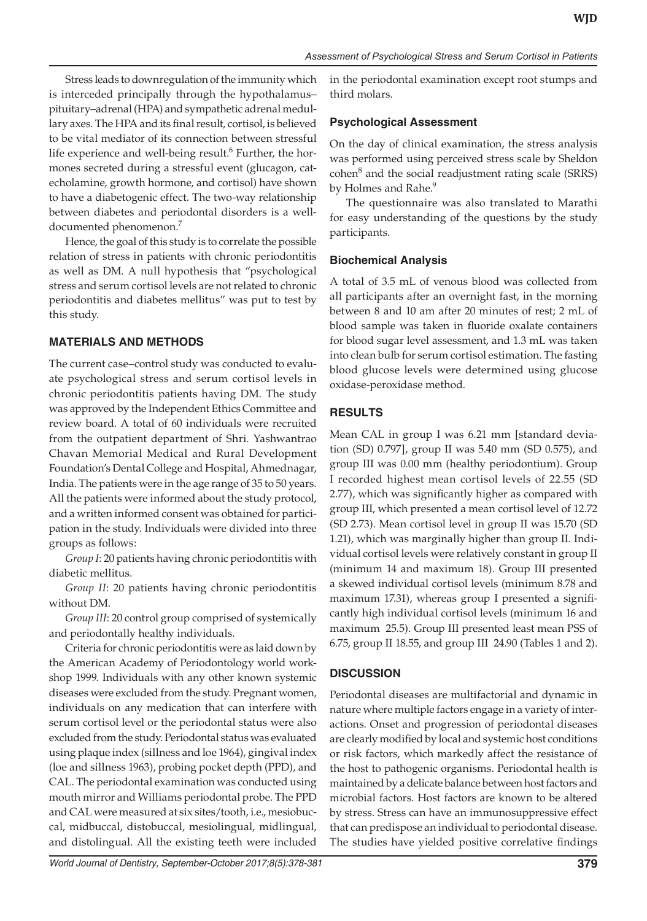Stress leads to downregulation of the immunity which is interceded principally through the hypothalamus–pituitary–adrenal (HPA) and sympathetic adrenal medullary axes. The HPA and its final result, cortisol, is believed to be vital mediator of its connection between stressful life experience and well-being result.[6] Further, the hormones secreted during a stressful event (glucagon, catecholamine, growth hormone, and cortisol) have shown to have a diabetogenic effect. The two-way relationship between diabetes and periodontal disorders is a well-documented phenomenon.[7]

Hence, the goal of this study is to correlate the possible relation of stress in patients with chronic periodontitis as well as DM. A null hypothesis that "psychological stress and serum cortisol levels are not related to chronic periodontitis and diabetes mellitus" was put to test by this study.

## MATERIALS AND METHODS

The current case–control study was conducted to evaluate psychological stress and serum cortisol levels in chronic periodontitis patients having DM. The study was approved by the Independent Ethics Committee and review board. A total of 60 individuals were recruited from the outpatient department of Shri. Yashwantrao Chavan Memorial Medical and Rural Development Foundation's Dental College and Hospital, Ahmednagar, India. The patients were in the age range of 35 to 50 years. All the patients were informed about the study protocol, and a written informed consent was obtained for participation in the study. Individuals were divided into three groups as follows:

*Group I*: 20 patients having chronic periodontitis with diabetic mellitus.

*Group II*: 20 patients having chronic periodontitis without DM.

*Group III*: 20 control group comprised of systemically and periodontally healthy individuals.

Criteria for chronic periodontitis were as laid down by the American Academy of Periodontology world workshop 1999. Individuals with any other known systemic diseases were excluded from the study. Pregnant women, individuals on any medication that can interfere with serum cortisol level or the periodontal status were also excluded from the study. Periodontal status was evaluated using plaque index (sillness and loe 1964), gingival index (loe and sillness 1963), probing pocket depth (PPD), and CAL. The periodontal examination was conducted using mouth mirror and Williams periodontal probe. The PPD and CAL were measured at six sites/tooth, i.e., mesiobuccal, midbuccal, distobuccal, mesiolingual, midlingual, and distolingual. All the existing teeth were included in the periodontal examination except root stumps and third molars.

### Psychological Assessment

On the day of clinical examination, the stress analysis was performed using perceived stress scale by Sheldon cohen[8] and the social readjustment rating scale (SRRS) by Holmes and Rahe.[9]

The questionnaire was also translated to Marathi for easy understanding of the questions by the study participants.

### Biochemical Analysis

A total of 3.5 mL of venous blood was collected from all participants after an overnight fast, in the morning between 8 and 10 am after 20 minutes of rest; 2 mL of blood sample was taken in fluoride oxalate containers for blood sugar level assessment, and 1.3 mL was taken into clean bulb for serum cortisol estimation. The fasting blood glucose levels were determined using glucose oxidase-peroxidase method.

## RESULTS

Mean CAL in group I was 6.21 mm [standard deviation (SD) 0.797], group II was 5.40 mm (SD 0.575), and group III was 0.00 mm (healthy periodontium). Group I recorded highest mean cortisol levels of 22.55 (SD 2.77), which was significantly higher as compared with group III, which presented a mean cortisol level of 12.72 (SD 2.73). Mean cortisol level in group II was 15.70 (SD 1.21), which was marginally higher than group II. Individual cortisol levels were relatively constant in group II (minimum 14 and maximum 18). Group III presented a skewed individual cortisol levels (minimum 8.78 and maximum 17.31), whereas group I presented a significantly high individual cortisol levels (minimum 16 and maximum 25.5). Group III presented least mean PSS of 6.75, group II 18.55, and group III 24.90 (Tables 1 and 2).

## DISCUSSION

Periodontal diseases are multifactorial and dynamic in nature where multiple factors engage in a variety of interactions. Onset and progression of periodontal diseases are clearly modified by local and systemic host conditions or risk factors, which markedly affect the resistance of the host to pathogenic organisms. Periodontal health is maintained by a delicate balance between host factors and microbial factors. Host factors are known to be altered by stress. Stress can have an immunosuppressive effect that can predispose an individual to periodontal disease. The studies have yielded positive correlative findings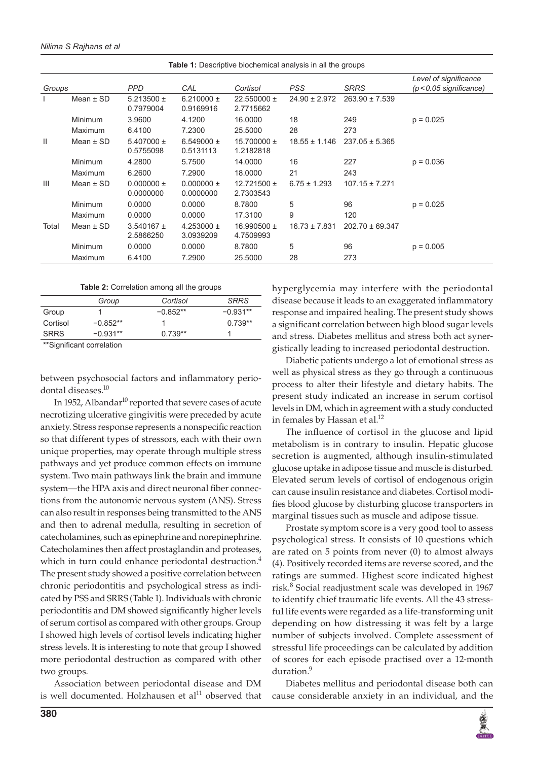**Table 1:** Descriptive biochemical analysis in all the groups

| Groups | | PPD | CAL | Cortisol | PSS | SRRS | Level of significance ($p<0.05$ significance) |
|---|---|---|---|---|---|---|---|
| I | Mean ± SD | 5.213500 ± 0.7979004 | 6.210000 ± 0.9169916 | 22.550000 ± 2.7715662 | 24.90 ± 2.972 | 263.90 ± 7.539 | |
| | Minimum | 3.9600 | 4.1200 | 16.0000 | 18 | 249 | p = 0.025 |
| | Maximum | 6.4100 | 7.2300 | 25.5000 | 28 | 273 | |
| II | Mean ± SD | 5.407000 ± 0.5755098 | 6.549000 ± 0.5131113 | 15.700000 ± 1.2182818 | 18.55 ± 1.146 | 237.05 ± 5.365 | |
| | Minimum | 4.2800 | 5.7500 | 14.0000 | 16 | 227 | p = 0.036 |
| | Maximum | 6.2600 | 7.2900 | 18.0000 | 21 | 243 | |
| III | Mean ± SD | 0.000000 ± 0.0000000 | 0.000000 ± 0.0000000 | 12.721500 ± 2.7303543 | 6.75 ± 1.293 | 107.15 ± 7.271 | |
| | Minimum | 0.0000 | 0.0000 | 8.7800 | 5 | 96 | p = 0.025 |
| | Maximum | 0.0000 | 0.0000 | 17.3100 | 9 | 120 | |
| Total | Mean ± SD | 3.540167 ± 2.5866250 | 4.253000 ± 3.0939209 | 16.990500 ± 4.7509993 | 16.73 ± 7.831 | 202.70 ± 69.347 | |
| | Minimum | 0.0000 | 0.0000 | 8.7800 | 5 | 96 | p = 0.005 |
| | Maximum | 6.4100 | 7.2900 | 25.5000 | 28 | 273 | |

**Table 2:** Correlation among all the groups

| | Group | Cortisol | SRRS |
|---|---|---|---|
| Group | 1 | −0.852** | −0.931** |
| Cortisol | −0.852** | 1 | 0.739** |
| SRRS | −0.931** | 0.739** | 1 |

**Significant correlation

between psychosocial factors and inflammatory periodontal diseases.[10]

In 1952, Albandar[10] reported that severe cases of acute necrotizing ulcerative gingivitis were preceded by acute anxiety. Stress response represents a nonspecific reaction so that different types of stressors, each with their own unique properties, may operate through multiple stress pathways and yet produce common effects on immune system. Two main pathways link the brain and immune system—the HPA axis and direct neuronal fiber connections from the autonomic nervous system (ANS). Stress can also result in responses being transmitted to the ANS and then to adrenal medulla, resulting in secretion of catecholamines, such as epinephrine and norepinephrine. Catecholamines then affect prostaglandin and proteases, which in turn could enhance periodontal destruction.[4] The present study showed a positive correlation between chronic periodontitis and psychological stress as indicated by PSS and SRRS (Table 1). Individuals with chronic periodontitis and DM showed significantly higher levels of serum cortisol as compared with other groups. Group I showed high levels of cortisol levels indicating higher stress levels. It is interesting to note that group I showed more periodontal destruction as compared with other two groups.

Association between periodontal disease and DM is well documented. Holzhausen et al[11] observed that hyperglycemia may interfere with the periodontal disease because it leads to an exaggerated inflammatory response and impaired healing. The present study shows a significant correlation between high blood sugar levels and stress. Diabetes mellitus and stress both act synergistically leading to increased periodontal destruction.

Diabetic patients undergo a lot of emotional stress as well as physical stress as they go through a continuous process to alter their lifestyle and dietary habits. The present study indicated an increase in serum cortisol levels in DM, which in agreement with a study conducted in females by Hassan et al.[12]

The influence of cortisol in the glucose and lipid metabolism is in contrary to insulin. Hepatic glucose secretion is augmented, although insulin-stimulated glucose uptake in adipose tissue and muscle is disturbed. Elevated serum levels of cortisol of endogenous origin can cause insulin resistance and diabetes. Cortisol modifies blood glucose by disturbing glucose transporters in marginal tissues such as muscle and adipose tissue.

Prostate symptom score is a very good tool to assess psychological stress. It consists of 10 questions which are rated on 5 points from never (0) to almost always (4). Positively recorded items are reverse scored, and the ratings are summed. Highest score indicated highest risk.[8] Social readjustment scale was developed in 1967 to identify chief traumatic life events. All the 43 stressful life events were regarded as a life-transforming unit depending on how distressing it was felt by a large number of subjects involved. Complete assessment of stressful life proceedings can be calculated by addition of scores for each episode practised over a 12-month duration.[9]

Diabetes mellitus and periodontal disease both can cause considerable anxiety in an individual, and the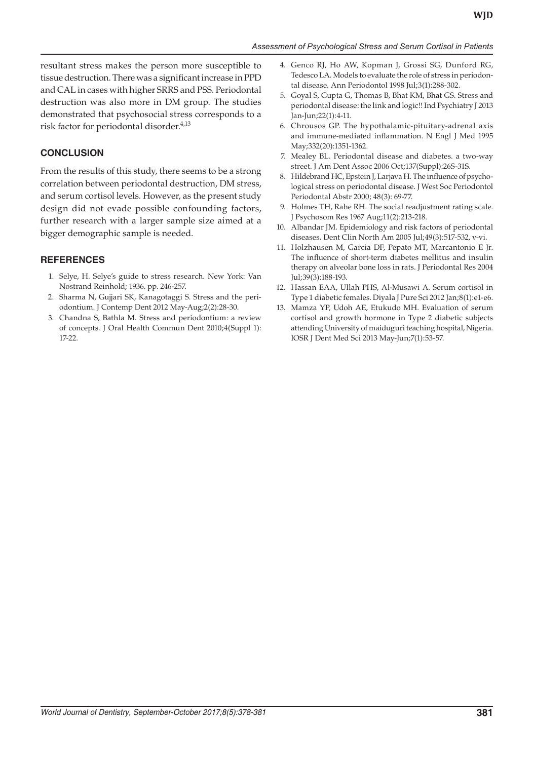resultant stress makes the person more susceptible to tissue destruction. There was a significant increase in PPD and CAL in cases with higher SRRS and PSS. Periodontal destruction was also more in DM group. The studies demonstrated that psychosocial stress corresponds to a risk factor for periodontal disorder.[4,13]

## CONCLUSION

From the results of this study, there seems to be a strong correlation between periodontal destruction, DM stress, and serum cortisol levels. However, as the present study design did not evade possible confounding factors, further research with a larger sample size aimed at a bigger demographic sample is needed.

## REFERENCES

1. Selye, H. Selye's guide to stress research. New York: Van Nostrand Reinhold; 1936. pp. 246-257.
2. Sharma N, Gujjari SK, Kanagotaggi S. Stress and the periodontium. J Contemp Dent 2012 May-Aug;2(2):28-30.
3. Chandna S, Bathla M. Stress and periodontium: a review of concepts. J Oral Health Commun Dent 2010;4(Suppl 1): 17-22.
4. Genco RJ, Ho AW, Kopman J, Grossi SG, Dunford RG, Tedesco LA. Models to evaluate the role of stress in periodontal disease. Ann Periodontol 1998 Jul;3(1):288-302.
5. Goyal S, Gupta G, Thomas B, Bhat KM, Bhat GS. Stress and periodontal disease: the link and logic!! Ind Psychiatry J 2013 Jan-Jun;22(1):4-11.
6. Chrousos GP. The hypothalamic-pituitary-adrenal axis and immune-mediated inflammation. N Engl J Med 1995 May;332(20):1351-1362.
7. Mealey BL. Periodontal disease and diabetes. a two-way street. J Am Dent Assoc 2006 Oct;137(Suppl):26S-31S.
8. Hildebrand HC, Epstein J, Larjava H. The influence of psychological stress on periodontal disease. J West Soc Periodontol Periodontal Abstr 2000; 48(3): 69-77.
9. Holmes TH, Rahe RH. The social readjustment rating scale. J Psychosom Res 1967 Aug;11(2):213-218.
10. Albandar JM. Epidemiology and risk factors of periodontal diseases. Dent Clin North Am 2005 Jul;49(3):517-532, v-vi.
11. Holzhausen M, Garcia DF, Pepato MT, Marcantonio E Jr. The influence of short-term diabetes mellitus and insulin therapy on alveolar bone loss in rats. J Periodontal Res 2004 Jul;39(3):188-193.
12. Hassan EAA, Ullah PHS, Al-Musawi A. Serum cortisol in Type 1 diabetic females. Diyala J Pure Sci 2012 Jan;8(1):e1-e6.
13. Mamza YP, Udoh AE, Etukudo MH. Evaluation of serum cortisol and growth hormone in Type 2 diabetic subjects attending University of maiduguri teaching hospital, Nigeria. IOSR J Dent Med Sci 2013 May-Jun;7(1):53-57.